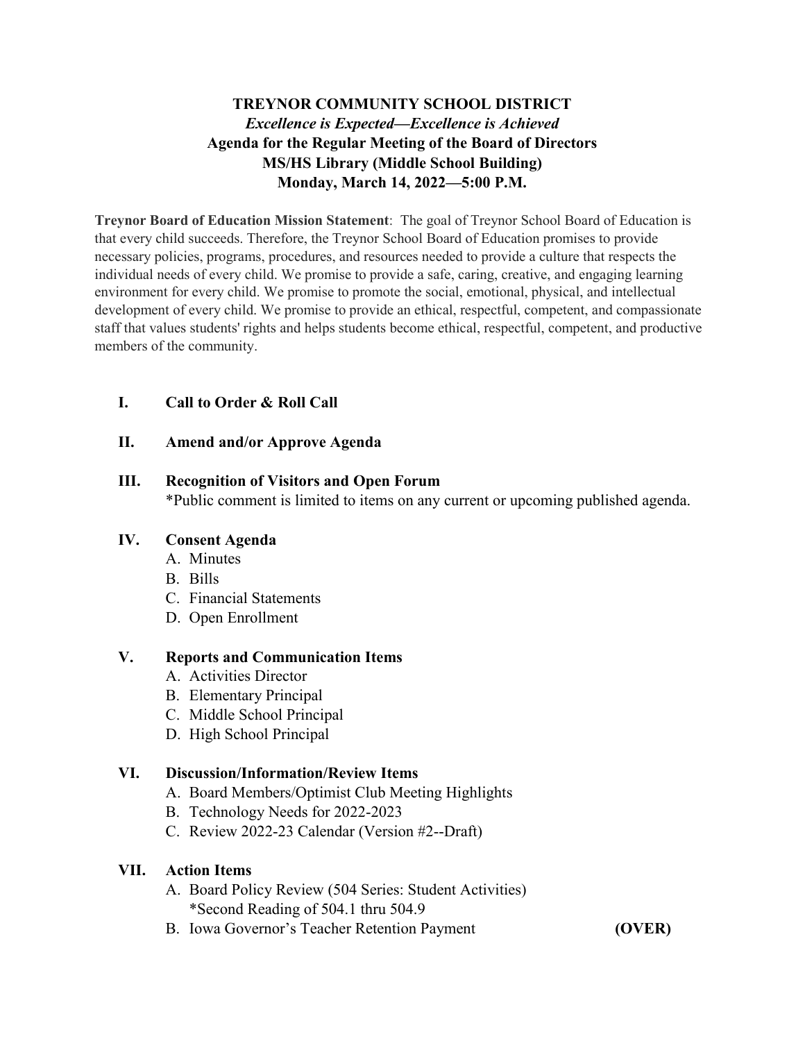# TREYNOR COMMUNITY SCHOOL DISTRICT

***Excellence is Expected—Excellence is Achieved***

**Agenda for the Regular Meeting of the Board of Directors**

**MS/HS Library (Middle School Building)**

**Monday, March 14, 2022—5:00 P.M.**

**Treynor Board of Education Mission Statement**: The goal of Treynor School Board of Education is that every child succeeds. Therefore, the Treynor School Board of Education promises to provide necessary policies, programs, procedures, and resources needed to provide a culture that respects the individual needs of every child. We promise to provide a safe, caring, creative, and engaging learning environment for every child. We promise to promote the social, emotional, physical, and intellectual development of every child. We promise to provide an ethical, respectful, competent, and compassionate staff that values students' rights and helps students become ethical, respectful, competent, and productive members of the community.

## I. Call to Order & Roll Call

## II. Amend and/or Approve Agenda

## III. Recognition of Visitors and Open Forum

*Public comment is limited to items on any current or upcoming published agenda.

## IV. Consent Agenda

A. Minutes
B. Bills
C. Financial Statements
D. Open Enrollment

## V. Reports and Communication Items

A. Activities Director
B. Elementary Principal
C. Middle School Principal
D. High School Principal

## VI. Discussion/Information/Review Items

A. Board Members/Optimist Club Meeting Highlights
B. Technology Needs for 2022-2023
C. Review 2022-23 Calendar (Version #2--Draft)

## VII. Action Items

A. Board Policy Review (504 Series: Student Activities)
*Second Reading of 504.1 thru 504.9
B. Iowa Governor's Teacher Retention Payment **(OVER)**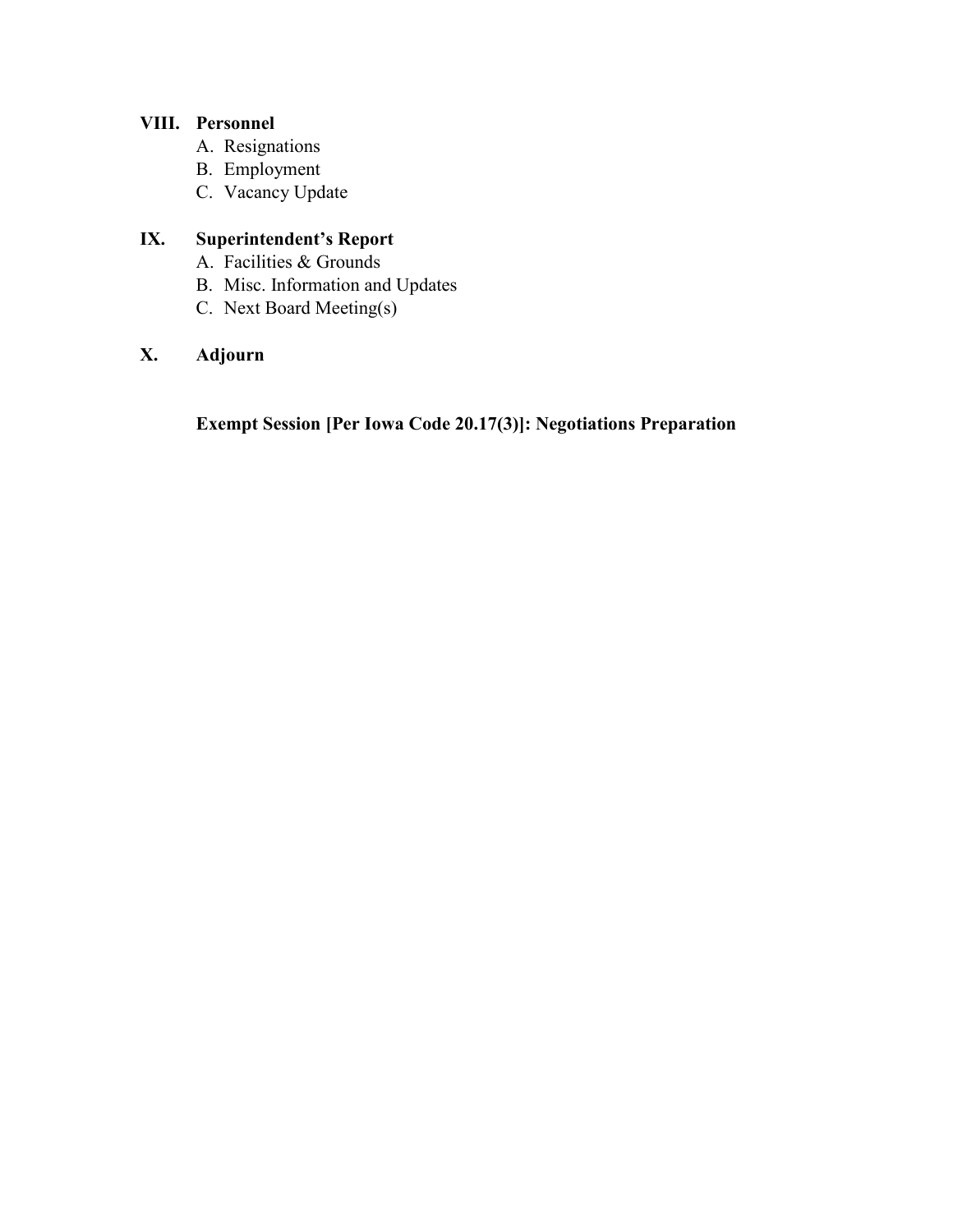**VIII. Personnel**

A. Resignations
B. Employment
C. Vacancy Update

**IX. Superintendent's Report**

A. Facilities & Grounds
B. Misc. Information and Updates
C. Next Board Meeting(s)

**X. Adjourn**

**Exempt Session [Per Iowa Code 20.17(3)]: Negotiations Preparation**